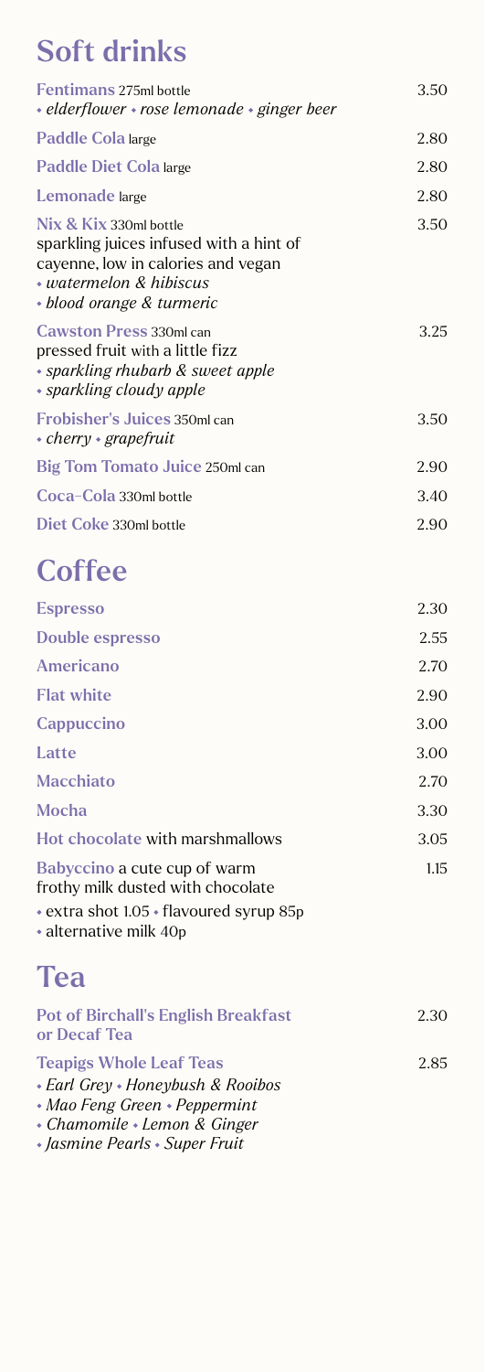# Soft drinks

| | |
|---|---|
| **Fentimans** 275ml bottle<br>• *elderflower* • *rose lemonade* • *ginger beer* | 3.50 |
| **Paddle Cola** large | 2.80 |
| **Paddle Diet Cola** large | 2.80 |
| **Lemonade** large | 2.80 |
| **Nix & Kix** 330ml bottle<br>sparkling juices infused with a hint of cayenne, low in calories and vegan<br>• *watermelon & hibiscus*<br>• *blood orange & turmeric* | 3.50 |
| **Cawston Press** 330ml can<br>pressed fruit with a little fizz<br>• *sparkling rhubarb & sweet apple*<br>• *sparkling cloudy apple* | 3.25 |
| **Frobisher's Juices** 350ml can<br>• *cherry* • *grapefruit* | 3.50 |
| **Big Tom Tomato Juice** 250ml can | 2.90 |
| **Coca-Cola** 330ml bottle | 3.40 |
| **Diet Coke** 330ml bottle | 2.90 |

# Coffee

| | |
|---|---|
| **Espresso** | 2.30 |
| **Double espresso** | 2.55 |
| **Americano** | 2.70 |
| **Flat white** | 2.90 |
| **Cappuccino** | 3.00 |
| **Latte** | 3.00 |
| **Macchiato** | 2.70 |
| **Mocha** | 3.30 |
| **Hot chocolate** with marshmallows | 3.05 |
| **Babyccino** a cute cup of warm frothy milk dusted with chocolate | 1.15 |

• extra shot 1.05 • flavoured syrup 85p
• alternative milk 40p

# Tea

| | |
|---|---|
| **Pot of Birchall's English Breakfast or Decaf Tea** | 2.30 |
| **Teapigs Whole Leaf Teas**<br>• *Earl Grey* • *Honeybush & Rooibos*<br>• *Mao Feng Green* • *Peppermint*<br>• *Chamomile* • *Lemon & Ginger*<br>• *Jasmine Pearls* • *Super Fruit* | 2.85 |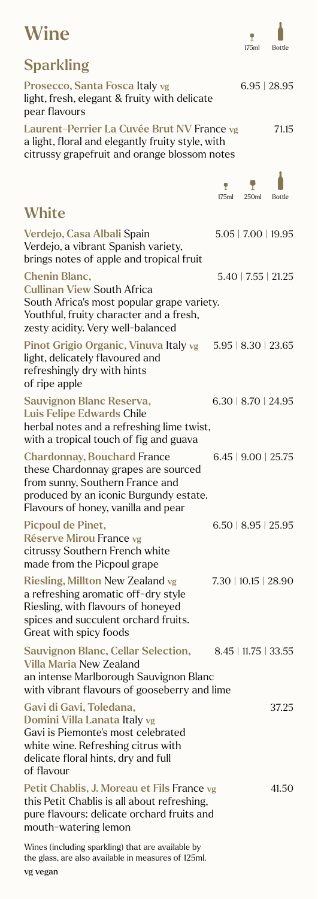# Wine

175ml | Bottle

## Sparkling

**Prosecco, Santa Fosca** Italy vg — 6.95 | 28.95
light, fresh, elegant & fruity with delicate pear flavours

**Laurent-Perrier La Cuvée Brut NV** France vg — 71.15
a light, floral and elegantly fruity style, with citrussy grapefruit and orange blossom notes

175ml | 250ml | Bottle

## White

**Verdejo, Casa Albali** Spain — 5.05 | 7.00 | 19.95
Verdejo, a vibrant Spanish variety, brings notes of apple and tropical fruit

**Chenin Blanc, Cullinan View** South Africa — 5.40 | 7.55 | 21.25
South Africa's most popular grape variety. Youthful, fruity character and a fresh, zesty acidity. Very well-balanced

**Pinot Grigio Organic, Vinuva** Italy vg — 5.95 | 8.30 | 23.65
light, delicately flavoured and refreshingly dry with hints of ripe apple

**Sauvignon Blanc Reserva, Luis Felipe Edwards** Chile — 6.30 | 8.70 | 24.95
herbal notes and a refreshing lime twist, with a tropical touch of fig and guava

**Chardonnay, Bouchard** France — 6.45 | 9.00 | 25.75
these Chardonnay grapes are sourced from sunny, Southern France and produced by an iconic Burgundy estate. Flavours of honey, vanilla and pear

**Picpoul de Pinet, Réserve Mirou** France vg — 6.50 | 8.95 | 25.95
citrussy Southern French white made from the Picpoul grape

**Riesling, Millton** New Zealand vg — 7.30 | 10.15 | 28.90
a refreshing aromatic off-dry style Riesling, with flavours of honeyed spices and succulent orchard fruits. Great with spicy foods

**Sauvignon Blanc, Cellar Selection, Villa Maria** New Zealand — 8.45 | 11.75 | 33.55
an intense Marlborough Sauvignon Blanc with vibrant flavours of gooseberry and lime

**Gavi di Gavi, Toledana, Domini Villa Lanata** Italy vg — 37.25
Gavi is Piemonte's most celebrated white wine. Refreshing citrus with delicate floral hints, dry and full of flavour

**Petit Chablis, J. Moreau et Fils** France vg — 41.50
this Petit Chablis is all about refreshing, pure flavours: delicate orchard fruits and mouth-watering lemon

Wines (including sparkling) that are available by the glass, are also available in measures of 125ml.

vg vegan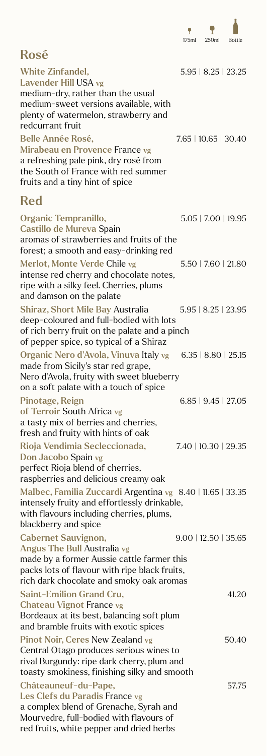175ml | 250ml | Bottle

## Rosé

**White Zinfandel, Lavender Hill** USA vg — 5.95 | 8.25 | 23.25
medium-dry, rather than the usual medium-sweet versions available, with plenty of watermelon, strawberry and redcurrant fruit

**Belle Année Rosé, Mirabeau en Provence** France vg — 7.65 | 10.65 | 30.40
a refreshing pale pink, dry rosé from the South of France with red summer fruits and a tiny hint of spice

## Red

**Organic Tempranillo, Castillo de Mureva** Spain — 5.05 | 7.00 | 19.95
aromas of strawberries and fruits of the forest; a smooth and easy-drinking red

**Merlot, Monte Verde** Chile vg — 5.50 | 7.60 | 21.80
intense red cherry and chocolate notes, ripe with a silky feel. Cherries, plums and damson on the palate

**Shiraz, Short Mile Bay** Australia — 5.95 | 8.25 | 23.95
deep-coloured and full-bodied with lots of rich berry fruit on the palate and a pinch of pepper spice, so typical of a Shiraz

**Organic Nero d'Avola, Vinuva** Italy vg — 6.35 | 8.80 | 25.15
made from Sicily's star red grape, Nero d'Avola, fruity with sweet blueberry on a soft palate with a touch of spice

**Pinotage, Reign of Terroir** South Africa vg — 6.85 | 9.45 | 27.05
a tasty mix of berries and cherries, fresh and fruity with hints of oak

**Rioja Vendimia Secleccionada, Don Jacobo** Spain vg — 7.40 | 10.30 | 29.35
perfect Rioja blend of cherries, raspberries and delicious creamy oak

**Malbec, Familia Zuccardi** Argentina vg — 8.40 | 11.65 | 33.35
intensely fruity and effortlessly drinkable, with flavours including cherries, plums, blackberry and spice

**Cabernet Sauvignon, Angus The Bull** Australia vg — 9.00 | 12.50 | 35.65
made by a former Aussie cattle farmer this packs lots of flavour with ripe black fruits, rich dark chocolate and smoky oak aromas

**Saint-Emilion Grand Cru, Chateau Vignot** France vg — 41.20
Bordeaux at its best, balancing soft plum and bramble fruits with exotic spices

**Pinot Noir, Ceres** New Zealand vg — 50.40
Central Otago produces serious wines to rival Burgundy: ripe dark cherry, plum and toasty smokiness, finishing silky and smooth

**Châteauneuf-du-Pape, Les Clefs du Paradis** France vg — 57.75
a complex blend of Grenache, Syrah and Mourvedre, full-bodied with flavours of red fruits, white pepper and dried herbs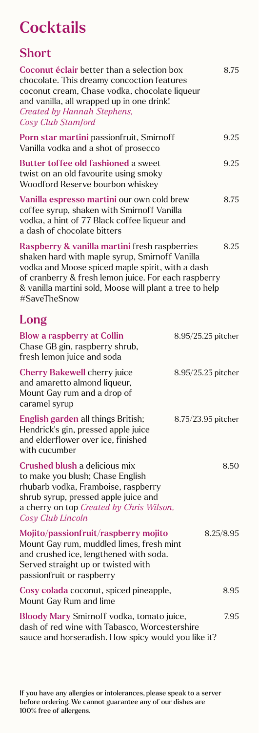# Cocktails

## Short

**Coconut éclair** better than a selection box chocolate. This dreamy concoction features coconut cream, Chase vodka, chocolate liqueur and vanilla, all wrapped up in one drink! *Created by Hannah Stephens, Cosy Club Stamford* 8.75

**Porn star martini** passionfruit, Smirnoff Vanilla vodka and a shot of prosecco 9.25

**Butter toffee old fashioned** a sweet twist on an old favourite using smoky Woodford Reserve bourbon whiskey 9.25

**Vanilla espresso martini** our own cold brew coffee syrup, shaken with Smirnoff Vanilla vodka, a hint of 77 Black coffee liqueur and a dash of chocolate bitters 8.75

**Raspberry & vanilla martini** fresh raspberries shaken hard with maple syrup, Smirnoff Vanilla vodka and Moose spiced maple spirit, with a dash of cranberry & fresh lemon juice. For each raspberry & vanilla martini sold, Moose will plant a tree to help #SaveTheSnow 8.25

## Long

**Blow a raspberry at Collin** Chase GB gin, raspberry shrub, fresh lemon juice and soda 8.95/25.25 pitcher

**Cherry Bakewell** cherry juice and amaretto almond liqueur, Mount Gay rum and a drop of caramel syrup 8.95/25.25 pitcher

**English garden** all things British; Hendrick's gin, pressed apple juice and elderflower over ice, finished with cucumber 8.75/23.95 pitcher

**Crushed blush** a delicious mix to make you blush; Chase English rhubarb vodka, Framboise, raspberry shrub syrup, pressed apple juice and a cherry on top *Created by Chris Wilson, Cosy Club Lincoln* 8.50

**Mojito/passionfruit/raspberry mojito** Mount Gay rum, muddled limes, fresh mint and crushed ice, lengthened with soda. Served straight up or twisted with passionfruit or raspberry 8.25/8.95

**Cosy colada** coconut, spiced pineapple, Mount Gay Rum and lime 8.95

**Bloody Mary** Smirnoff vodka, tomato juice, dash of red wine with Tabasco, Worcestershire sauce and horseradish. How spicy would you like it? 7.95

If you have any allergies or intolerances, please speak to a server before ordering. We cannot guarantee any of our dishes are 100% free of allergens.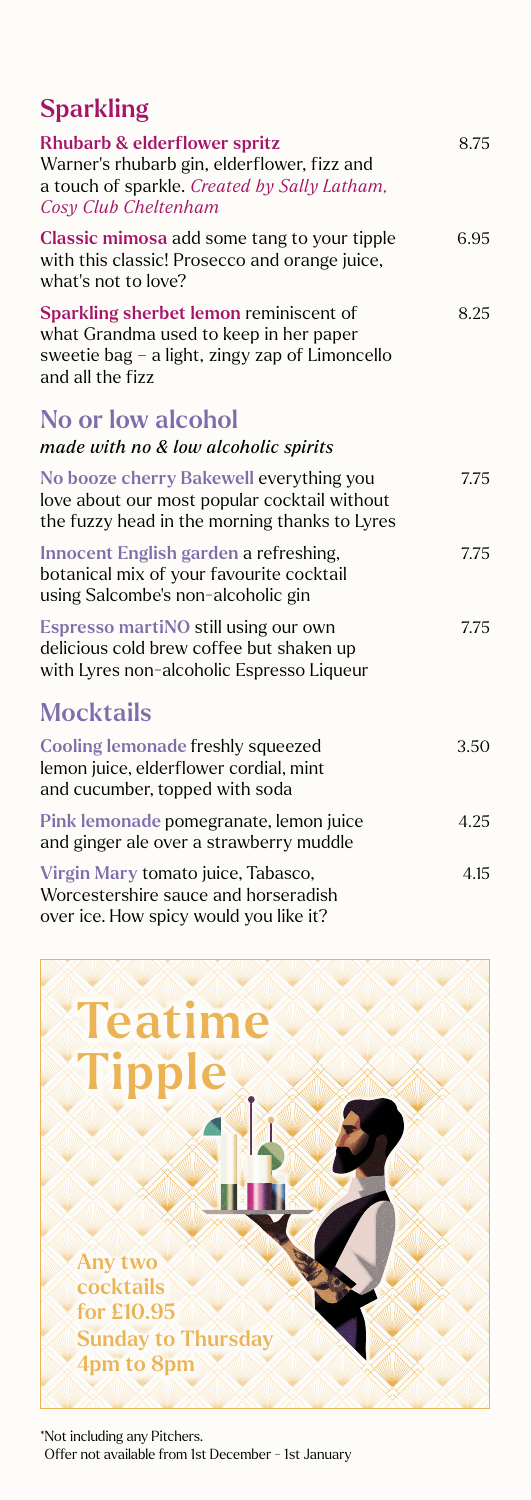## Sparkling

**Rhubarb & elderflower spritz** Warner's rhubarb gin, elderflower, fizz and a touch of sparkle. *Created by Sally Latham, Cosy Club Cheltenham* — 8.75

**Classic mimosa** add some tang to your tipple with this classic! Prosecco and orange juice, what's not to love? — 6.95

**Sparkling sherbet lemon** reminiscent of what Grandma used to keep in her paper sweetie bag – a light, zingy zap of Limoncello and all the fizz — 8.25

## No or low alcohol

***made with no & low alcoholic spirits***

**No booze cherry Bakewell** everything you love about our most popular cocktail without the fuzzy head in the morning thanks to Lyres — 7.75

**Innocent English garden** a refreshing, botanical mix of your favourite cocktail using Salcombe's non-alcoholic gin — 7.75

**Espresso martiNO** still using our own delicious cold brew coffee but shaken up with Lyres non-alcoholic Espresso Liqueur — 7.75

## Mocktails

**Cooling lemonade** freshly squeezed lemon juice, elderflower cordial, mint and cucumber, topped with soda — 3.50

**Pink lemonade** pomegranate, lemon juice and ginger ale over a strawberry muddle — 4.25

**Virgin Mary** tomato juice, Tabasco, Worcestershire sauce and horseradish over ice. How spicy would you like it? — 4.15

## Teatime Tipple

**Any two cocktails for £10.95**
**Sunday to Thursday 4pm to 8pm**

*Not including any Pitchers.
Offer not available from 1st December - 1st January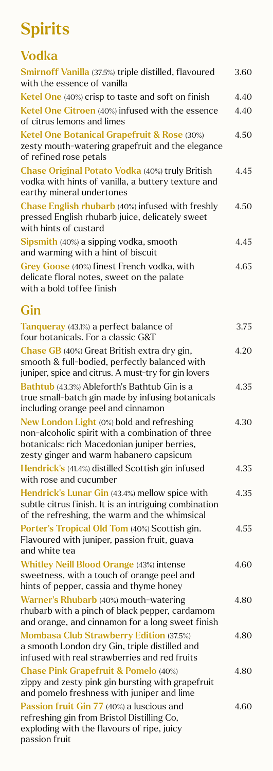# Spirits

## Vodka

| Item | Price |
|---|---|
| **Smirnoff Vanilla** (37.5%) triple distilled, flavoured with the essence of vanilla | 3.60 |
| **Ketel One** (40%) crisp to taste and soft on finish | 4.40 |
| **Ketel One Citroen** (40%) infused with the essence of citrus lemons and limes | 4.40 |
| **Ketel One Botanical Grapefruit & Rose** (30%) zesty mouth-watering grapefruit and the elegance of refined rose petals | 4.50 |
| **Chase Original Potato Vodka** (40%) truly British vodka with hints of vanilla, a buttery texture and earthy mineral undertones | 4.45 |
| **Chase English rhubarb** (40%) infused with freshly pressed English rhubarb juice, delicately sweet with hints of custard | 4.50 |
| **Sipsmith** (40%) a sipping vodka, smooth and warming with a hint of biscuit | 4.45 |
| **Grey Goose** (40%) finest French vodka, with delicate floral notes, sweet on the palate with a bold toffee finish | 4.65 |

## Gin

| Item | Price |
|---|---|
| **Tanqueray** (43.1%) a perfect balance of four botanicals. For a classic G&T | 3.75 |
| **Chase GB** (40%) Great British extra dry gin, smooth & full-bodied, perfectly balanced with juniper, spice and citrus. A must-try for gin lovers | 4.20 |
| **Bathtub** (43.3%) Ableforth's Bathtub Gin is a true small-batch gin made by infusing botanicals including orange peel and cinnamon | 4.35 |
| **New London Light** (0%) bold and refreshing non-alcoholic spirit with a combination of three botanicals: rich Macedonian juniper berries, zesty ginger and warm habanero capsicum | 4.30 |
| **Hendrick's** (41.4%) distilled Scottish gin infused with rose and cucumber | 4.35 |
| **Hendrick's Lunar Gin** (43.4%) mellow spice with subtle citrus finish. It is an intriguing combination of the refreshing, the warm and the whimsical | 4.35 |
| **Porter's Tropical Old Tom** (40%) Scottish gin. Flavoured with juniper, passion fruit, guava and white tea | 4.55 |
| **Whitley Neill Blood Orange** (43%) intense sweetness, with a touch of orange peel and hints of pepper, cassia and thyme honey | 4.60 |
| **Warner's Rhubarb** (40%) mouth-watering rhubarb with a pinch of black pepper, cardamom and orange, and cinnamon for a long sweet finish | 4.80 |
| **Mombasa Club Strawberry Edition** (37.5%) a smooth London dry Gin, triple distilled and infused with real strawberries and red fruits | 4.80 |
| **Chase Pink Grapefruit & Pomelo** (40%) zippy and zesty pink gin bursting with grapefruit and pomelo freshness with juniper and lime | 4.80 |
| **Passion fruit Gin 77** (40%) a luscious and refreshing gin from Bristol Distilling Co, exploding with the flavours of ripe, juicy passion fruit | 4.60 |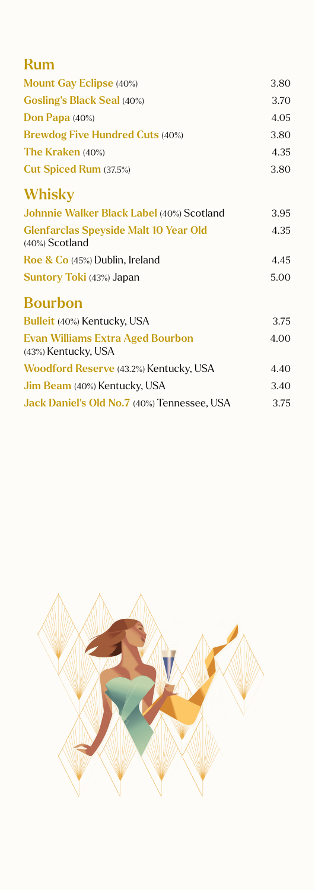## Rum

| | |
|---|---|
| **Mount Gay Eclipse** (40%) | 3.80 |
| **Gosling's Black Seal** (40%) | 3.70 |
| **Don Papa** (40%) | 4.05 |
| **Brewdog Five Hundred Cuts** (40%) | 3.80 |
| **The Kraken** (40%) | 4.35 |
| **Cut Spiced Rum** (37.5%) | 3.80 |

## Whisky

| | |
|---|---|
| **Johnnie Walker Black Label** (40%) Scotland | 3.95 |
| **Glenfarclas Speyside Malt 10 Year Old** (40%) Scotland | 4.35 |
| **Roe & Co** (45%) Dublin, Ireland | 4.45 |
| **Suntory Toki** (43%) Japan | 5.00 |

## Bourbon

| | |
|---|---|
| **Bulleit** (40%) Kentucky, USA | 3.75 |
| **Evan Williams Extra Aged Bourbon** (43%) Kentucky, USA | 4.00 |
| **Woodford Reserve** (43.2%) Kentucky, USA | 4.40 |
| **Jim Beam** (40%) Kentucky, USA | 3.40 |
| **Jack Daniel's Old No.7** (40%) Tennessee, USA | 3.75 |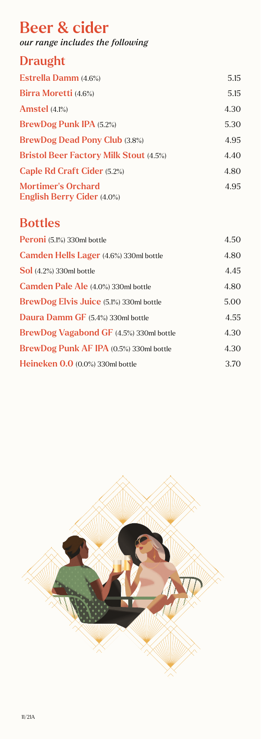# Beer & cider

*our range includes the following*

## Draught

| | |
|---|---|
| **Estrella Damm** (4.6%) | 5.15 |
| **Birra Moretti** (4.6%) | 5.15 |
| **Amstel** (4.1%) | 4.30 |
| **BrewDog Punk IPA** (5.2%) | 5.30 |
| **BrewDog Dead Pony Club** (3.8%) | 4.95 |
| **Bristol Beer Factory Milk Stout** (4.5%) | 4.40 |
| **Caple Rd Craft Cider** (5.2%) | 4.80 |
| **Mortimer's Orchard English Berry Cider** (4.0%) | 4.95 |

## Bottles

| | |
|---|---|
| **Peroni** (5.1%) 330ml bottle | 4.50 |
| **Camden Hells Lager** (4.6%) 330ml bottle | 4.80 |
| **Sol** (4.2%) 330ml bottle | 4.45 |
| **Camden Pale Ale** (4.0%) 330ml bottle | 4.80 |
| **BrewDog Elvis Juice** (5.1%) 330ml bottle | 5.00 |
| **Daura Damm GF** (5.4%) 330ml bottle | 4.55 |
| **BrewDog Vagabond GF** (4.5%) 330ml bottle | 4.30 |
| **BrewDog Punk AF IPA** (0.5%) 330ml bottle | 4.30 |
| **Heineken 0.0** (0.0%) 330ml bottle | 3.70 |

11/21A